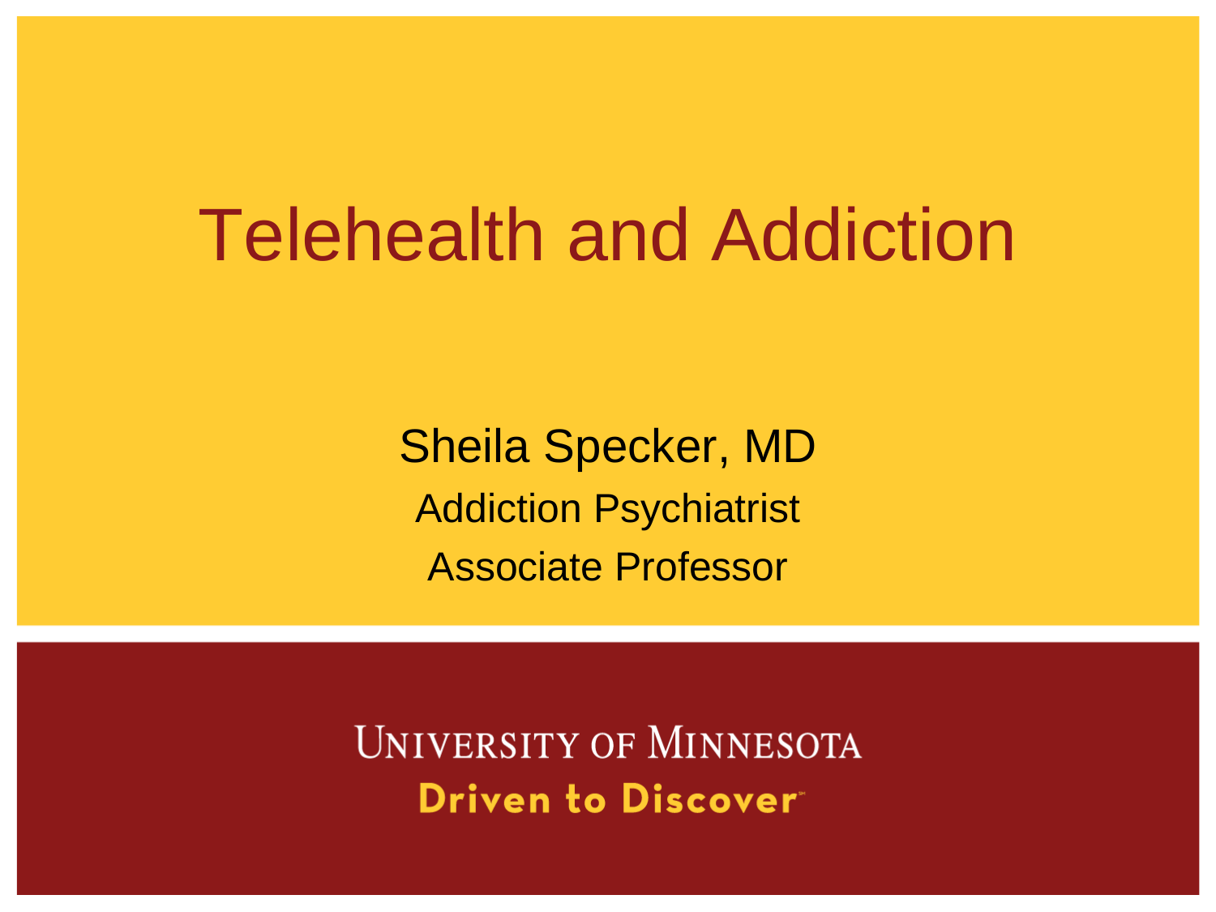# Telehealth and Addiction

Sheila Specker, MD

Addiction Psychiatrist

Associate Professor

UNIVERSITY OF MINNESOTA

Driven to Discover™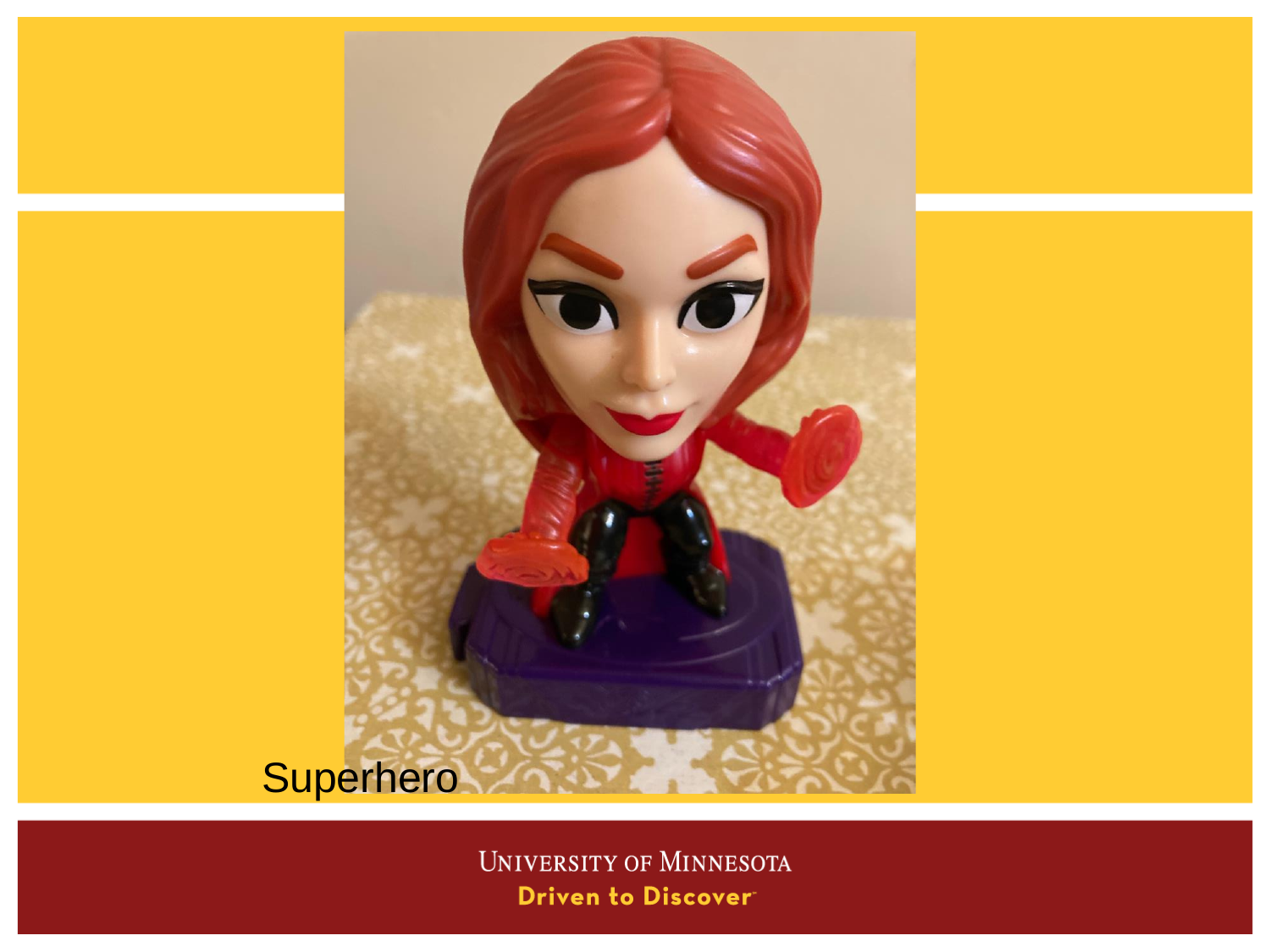Superhero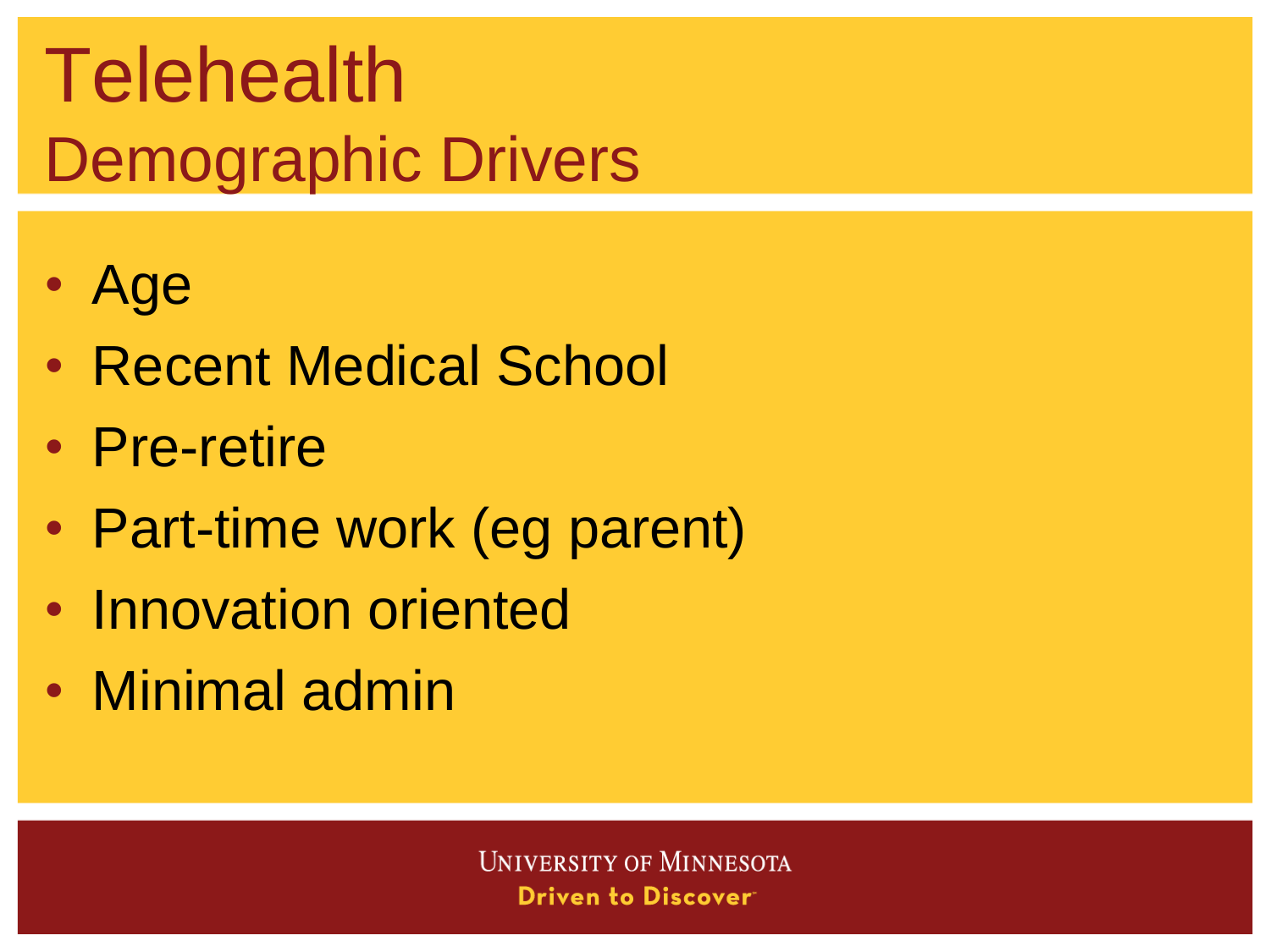# Telehealth

## Demographic Drivers

- Age
- Recent Medical School
- Pre-retire
- Part-time work (eg parent)
- Innovation oriented
- Minimal admin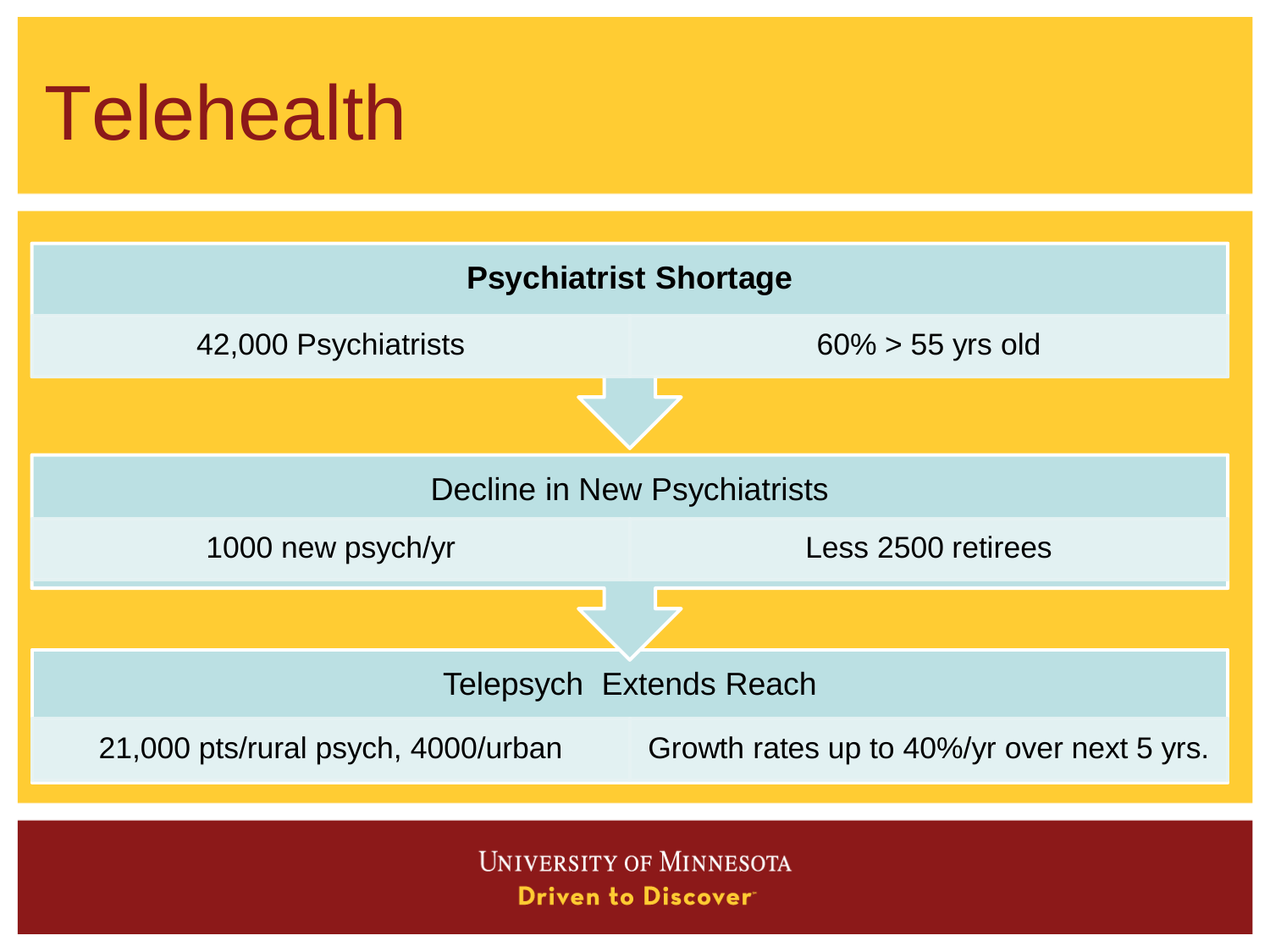# Telehealth

| **Psychiatrist Shortage** | |
| --- | --- |
| 42,000 Psychiatrists | 60% > 55 yrs old |

| Decline in New Psychiatrists | |
| --- | --- |
| 1000 new psych/yr | Less 2500 retirees |

| Telepsych Extends Reach | |
| --- | --- |
| 21,000 pts/rural psych, 4000/urban | Growth rates up to 40%/yr over next 5 yrs. |

University of Minnesota
Driven to Discover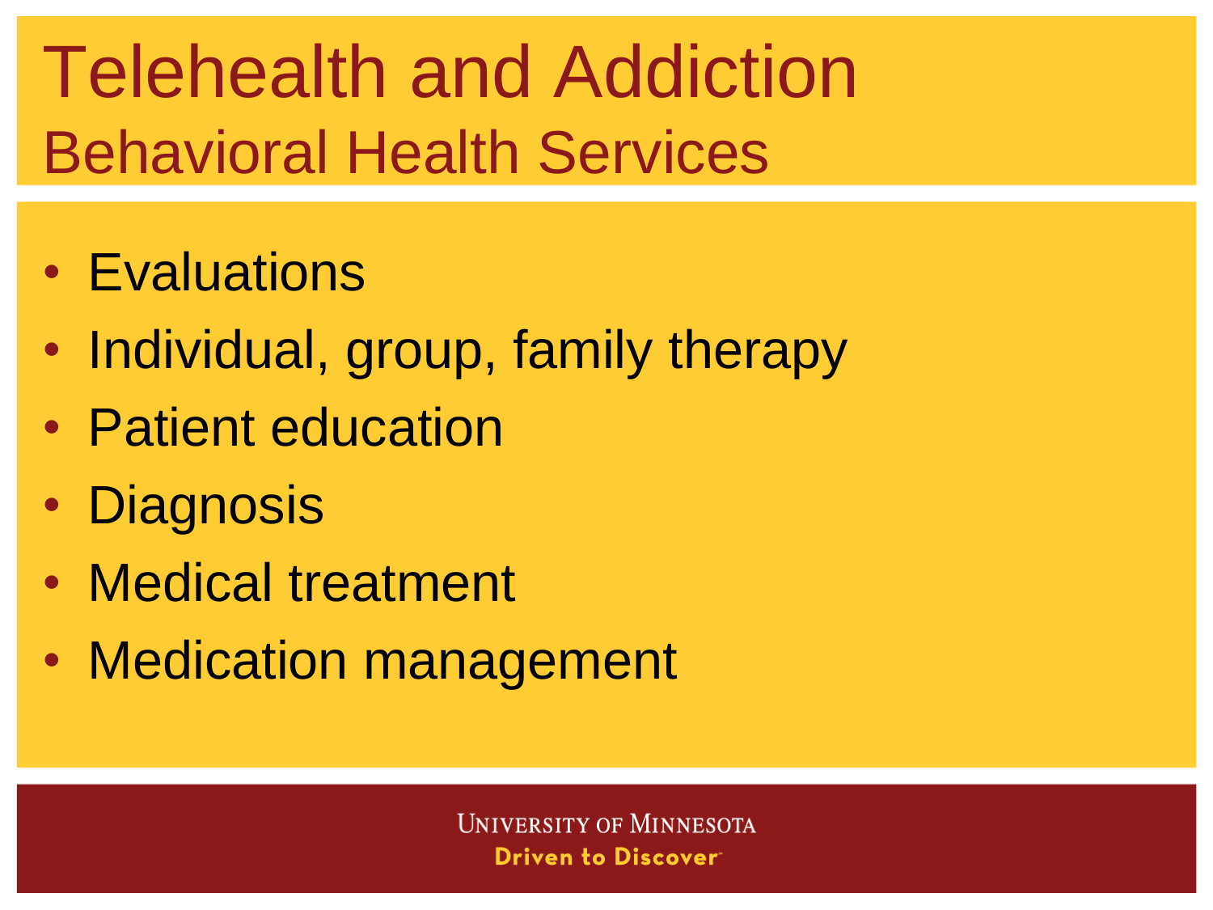# Telehealth and Addiction

## Behavioral Health Services

- Evaluations
- Individual, group, family therapy
- Patient education
- Diagnosis
- Medical treatment
- Medication management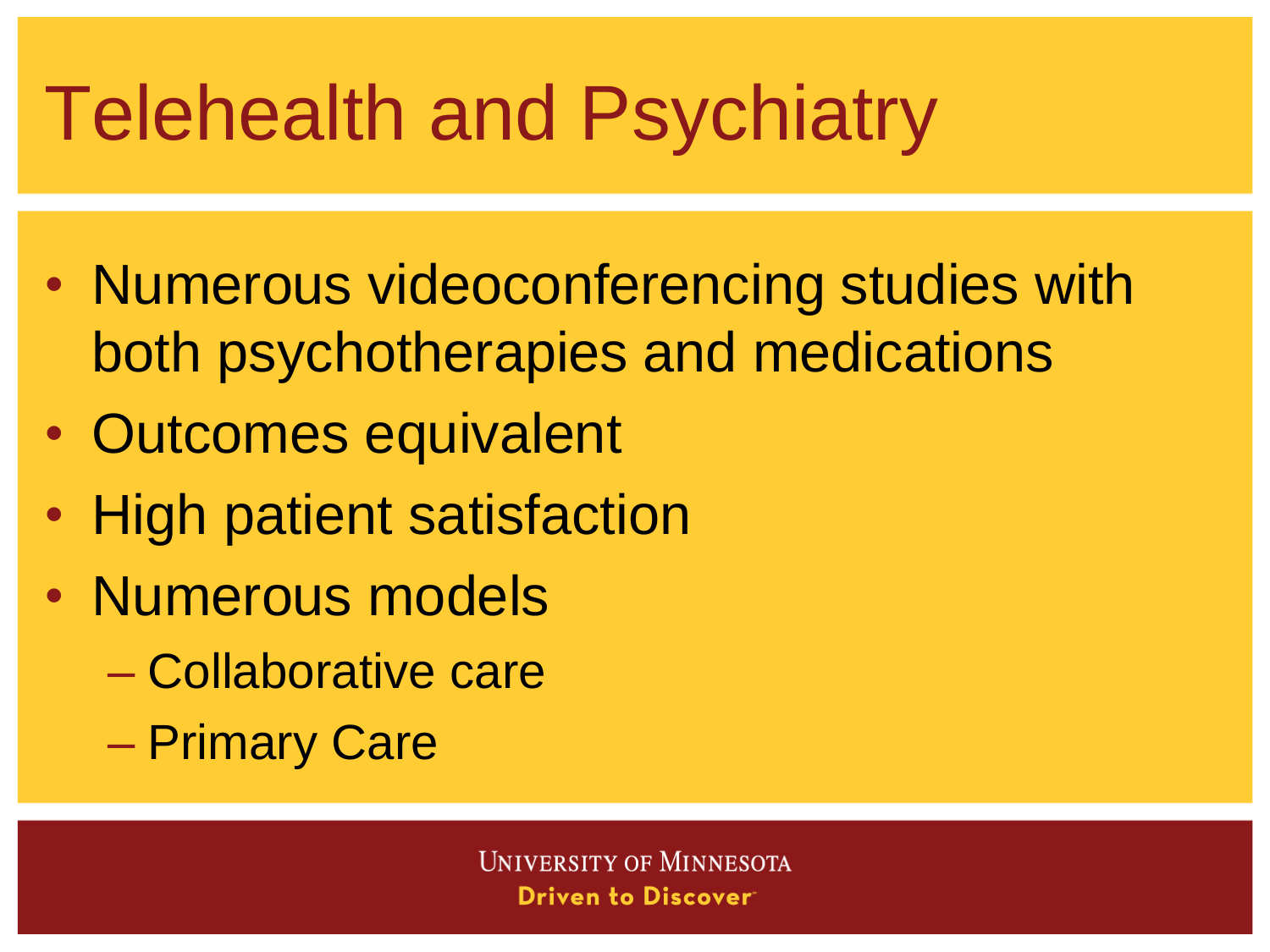# Telehealth and Psychiatry

- Numerous videoconferencing studies with both psychotherapies and medications
- Outcomes equivalent
- High patient satisfaction
- Numerous models
  - Collaborative care
  - Primary Care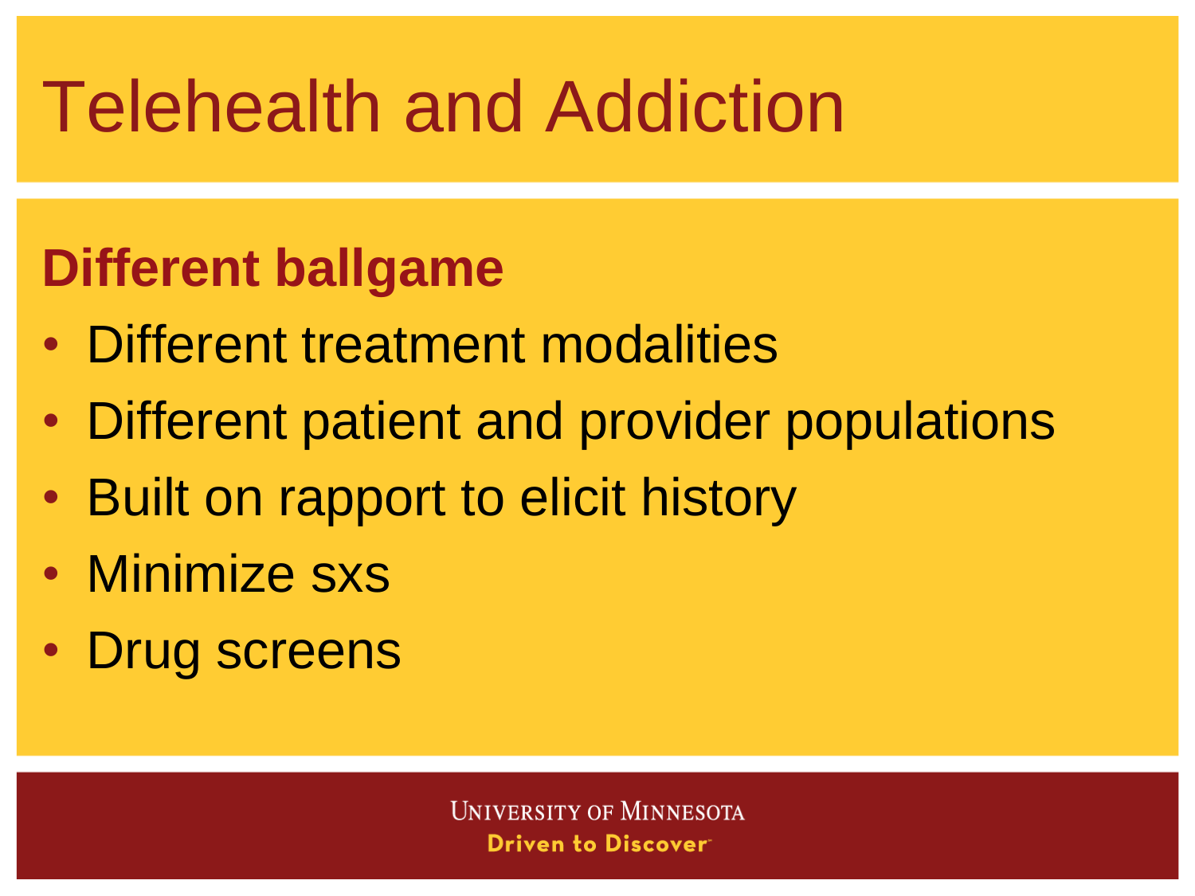# Telehealth and Addiction

**Different ballgame**

- Different treatment modalities
- Different patient and provider populations
- Built on rapport to elicit history
- Minimize sxs
- Drug screens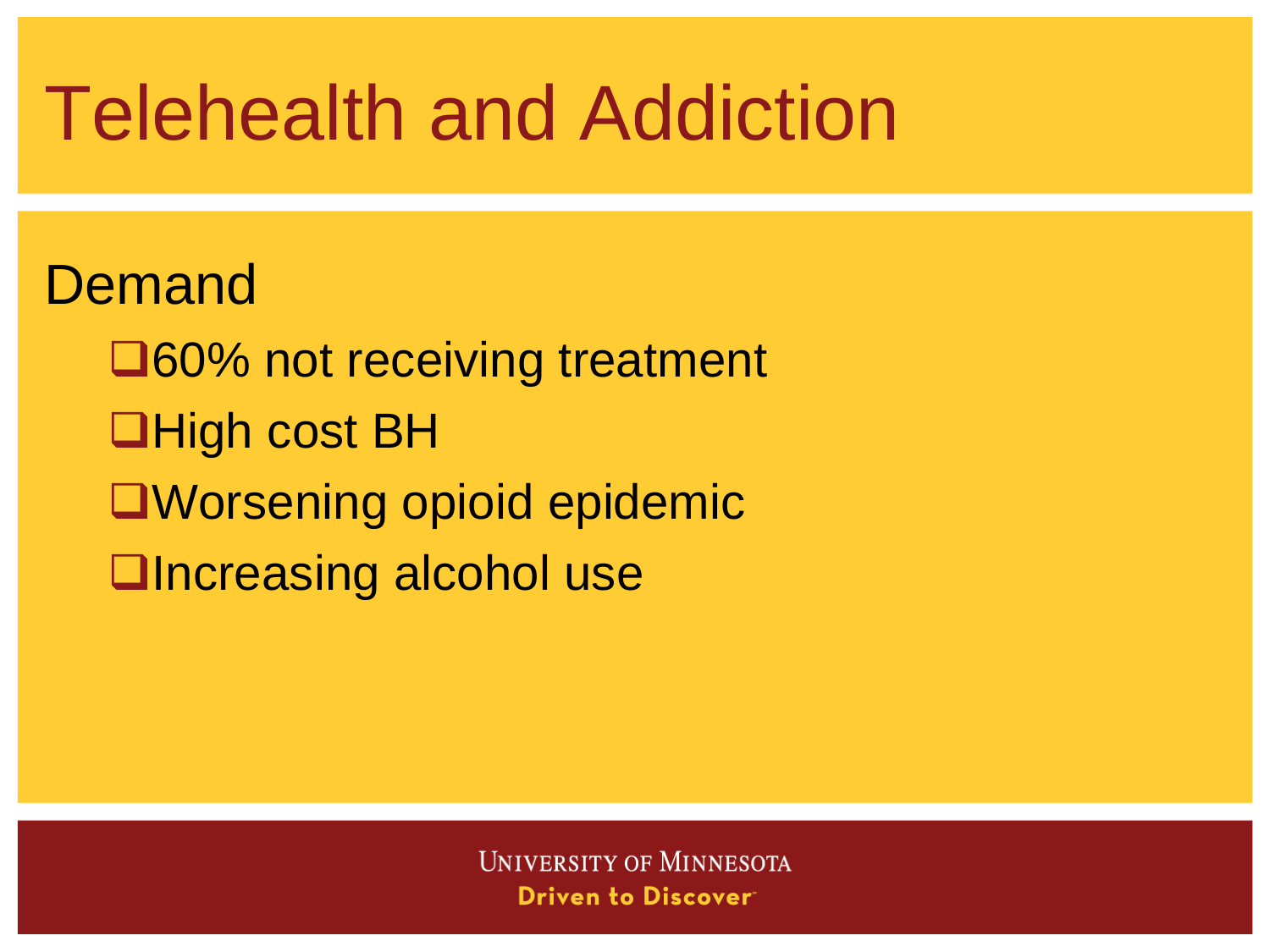# Telehealth and Addiction

Demand

- 60% not receiving treatment
- High cost BH
- Worsening opioid epidemic
- Increasing alcohol use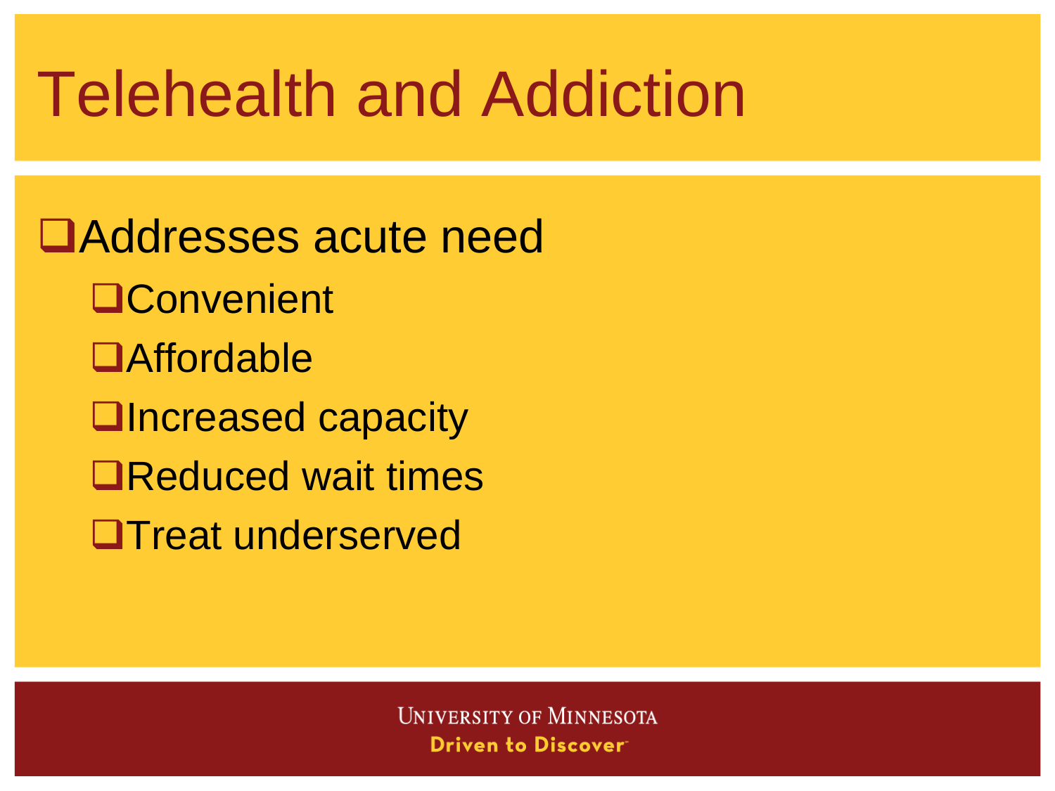# Telehealth and Addiction

- Addresses acute need
  - Convenient
  - Affordable
  - Increased capacity
  - Reduced wait times
  - Treat underserved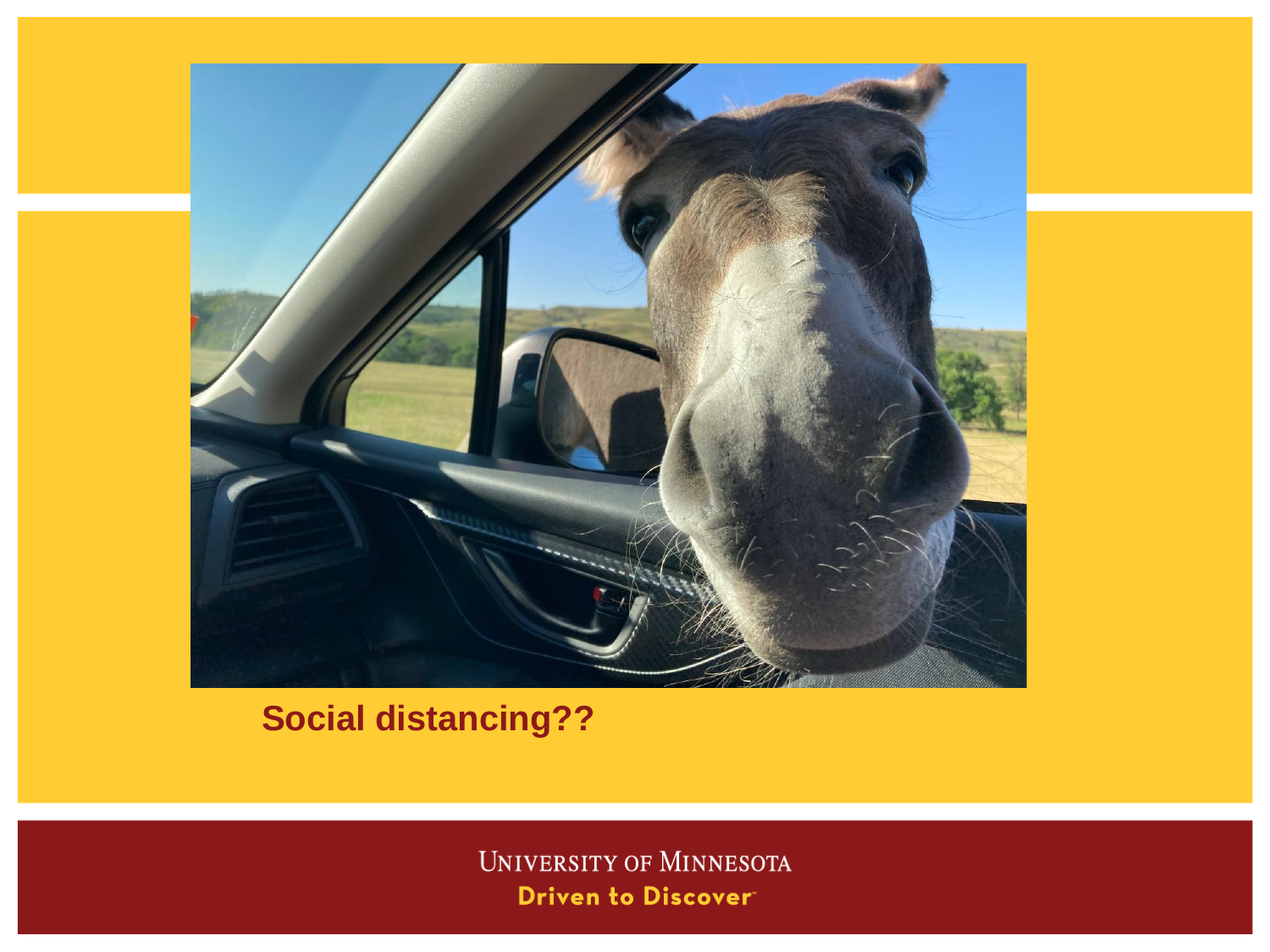**Social distancing??**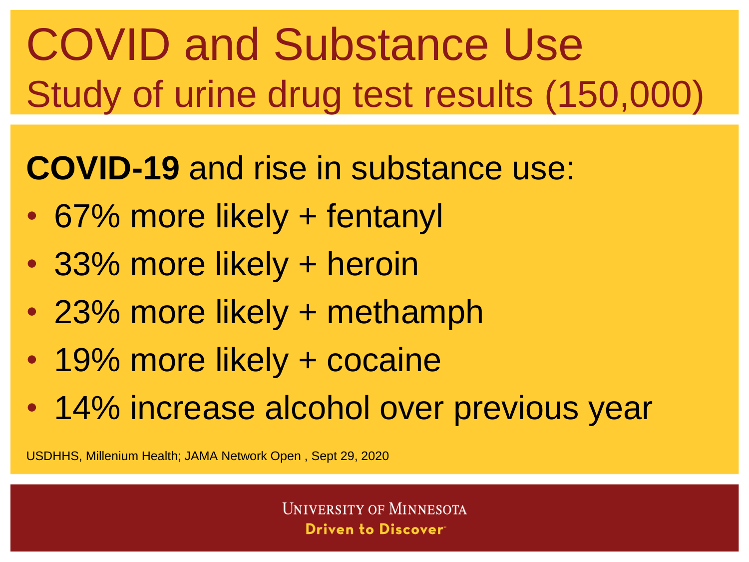# COVID and Substance Use

## Study of urine drug test results (150,000)

**COVID-19** and rise in substance use:

- 67% more likely + fentanyl
- 33% more likely + heroin
- 23% more likely + methamph
- 19% more likely + cocaine
- 14% increase alcohol over previous year

USDHHS, Millenium Health; JAMA Network Open , Sept 29, 2020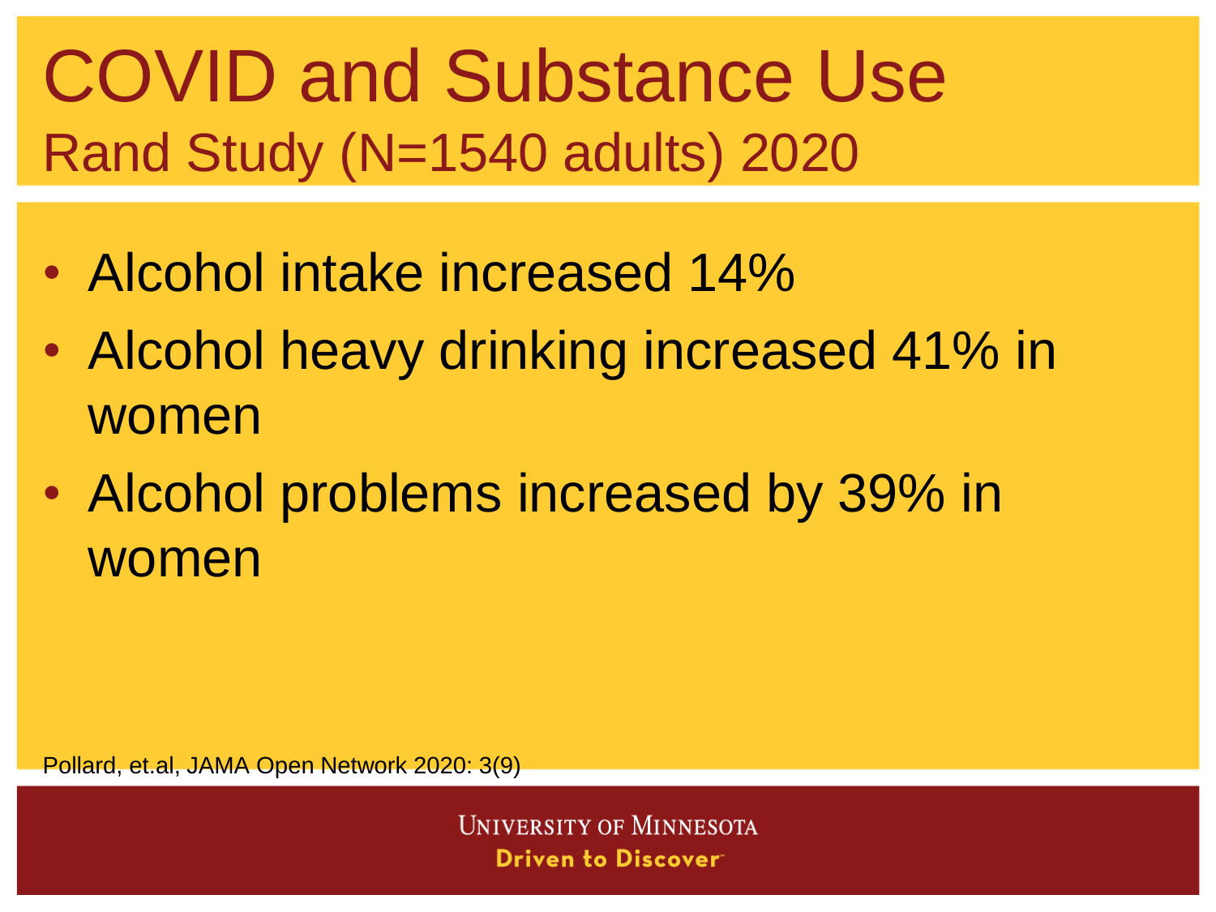# COVID and Substance Use

## Rand Study (N=1540 adults) 2020

- Alcohol intake increased 14%
- Alcohol heavy drinking increased 41% in women
- Alcohol problems increased by 39% in women

Pollard, et.al, JAMA Open Network 2020: 3(9)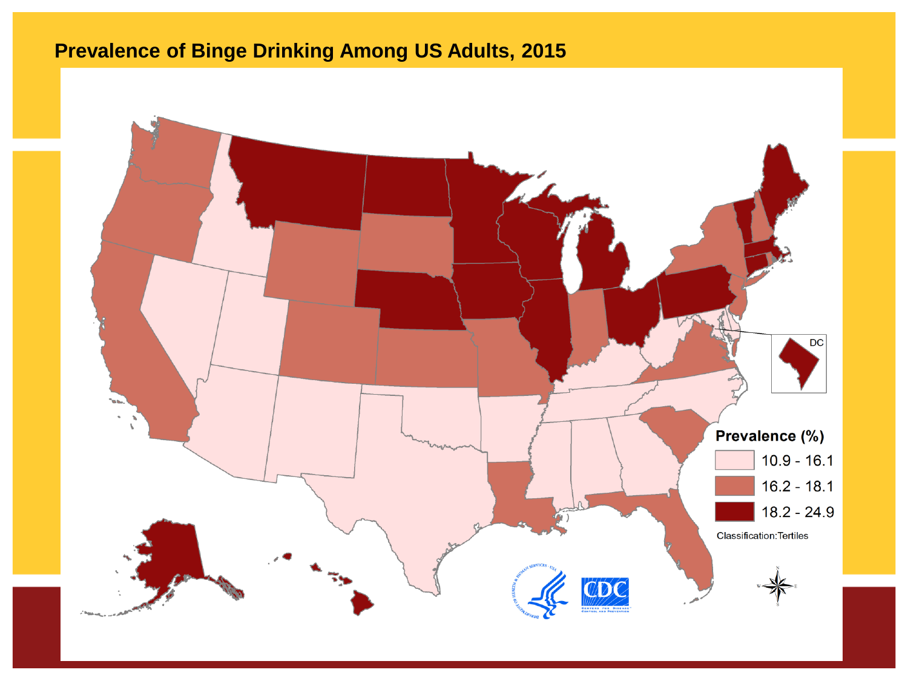# Prevalence of Binge Drinking Among US Adults, 2015

DC

**Prevalence (%)**

- 10.9 - 16.1
- 16.2 - 18.1
- 18.2 - 24.9

Classification:Tertiles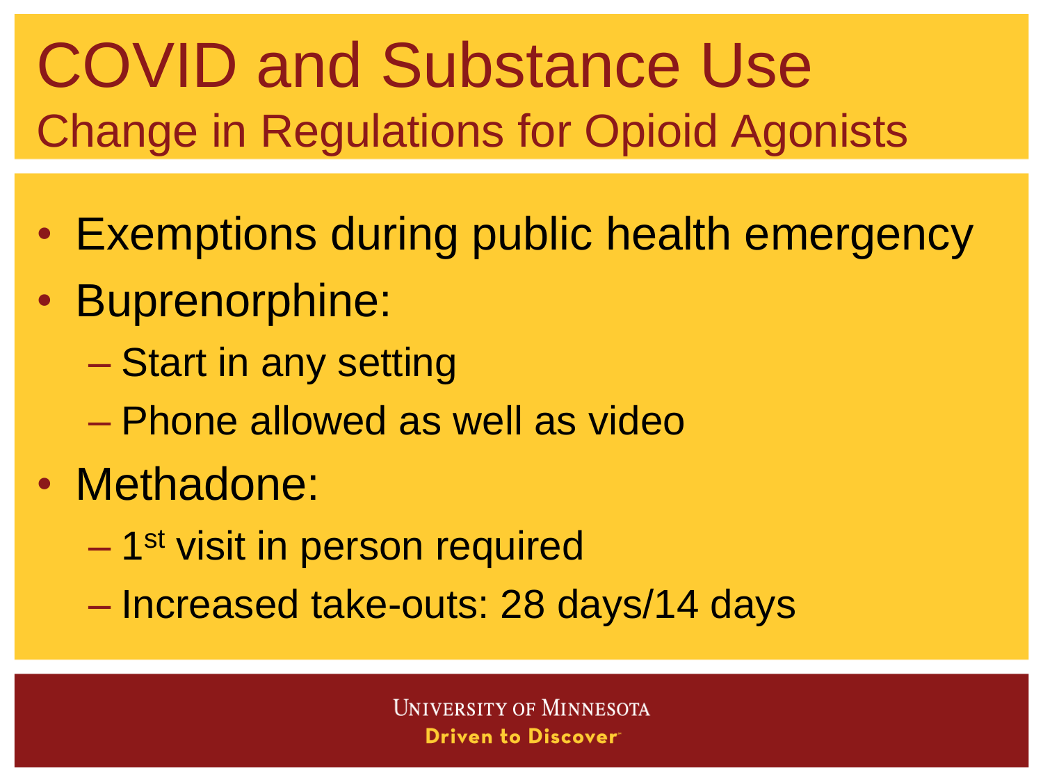# COVID and Substance Use

## Change in Regulations for Opioid Agonists

- Exemptions during public health emergency
- Buprenorphine:
  - Start in any setting
  - Phone allowed as well as video
- Methadone:
  - 1st visit in person required
  - Increased take-outs: 28 days/14 days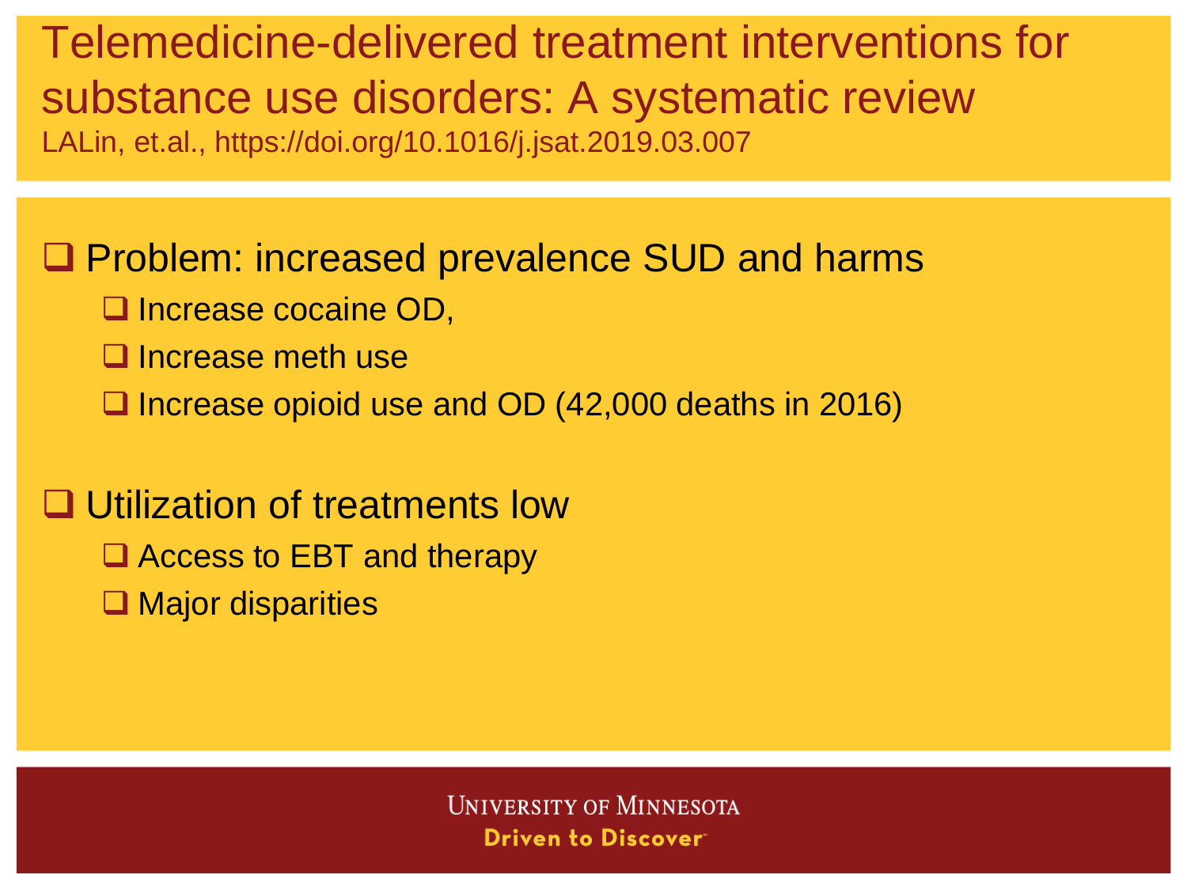# Telemedicine-delivered treatment interventions for substance use disorders: A systematic review

LALin, et.al., https://doi.org/10.1016/j.jsat.2019.03.007

- Problem: increased prevalence SUD and harms
  - Increase cocaine OD,
  - Increase meth use
  - Increase opioid use and OD (42,000 deaths in 2016)
- Utilization of treatments low
  - Access to EBT and therapy
  - Major disparities

University of Minnesota
Driven to Discover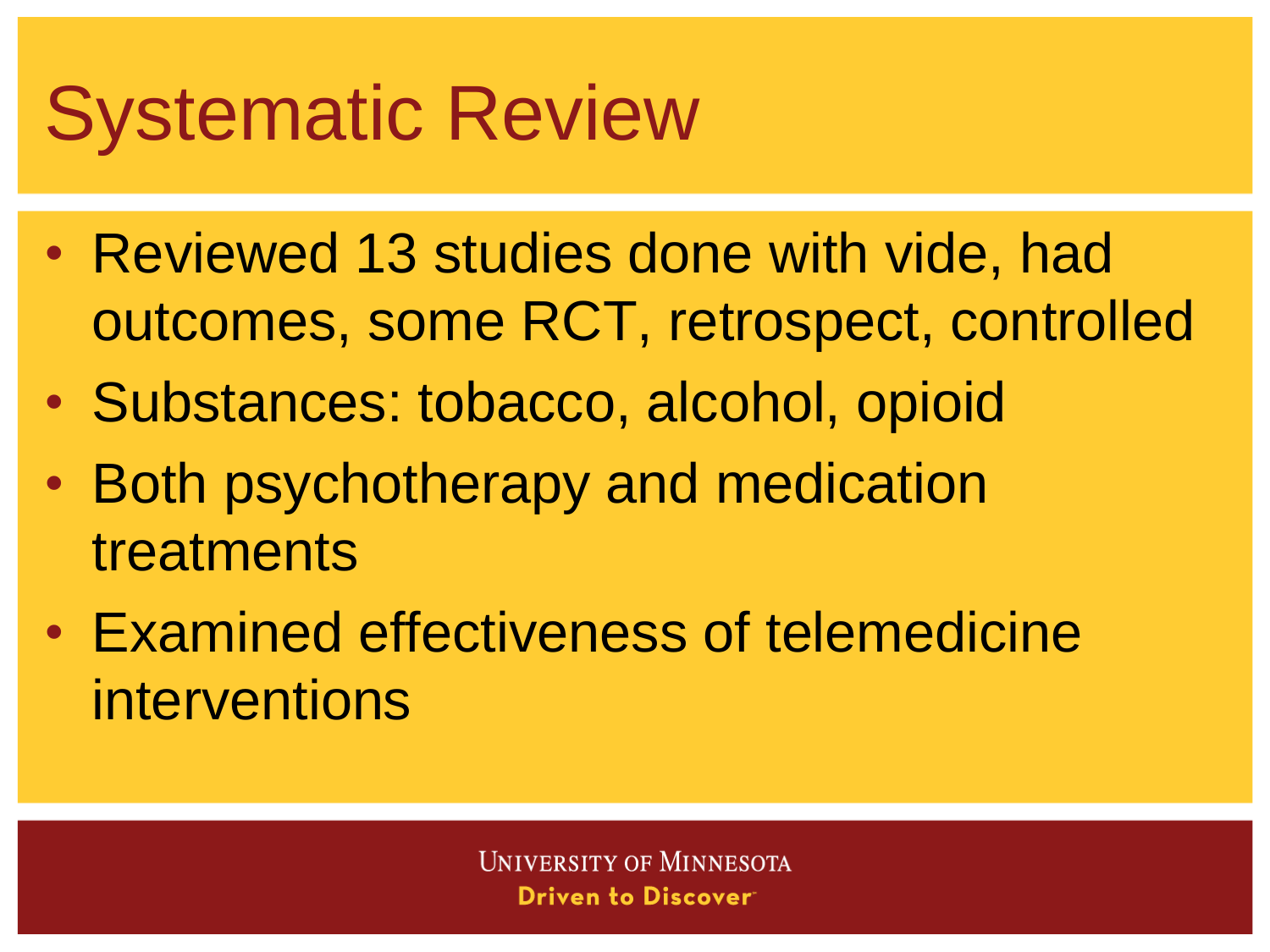# Systematic Review

- Reviewed 13 studies done with vide, had outcomes, some RCT, retrospect, controlled
- Substances: tobacco, alcohol, opioid
- Both psychotherapy and medication treatments
- Examined effectiveness of telemedicine interventions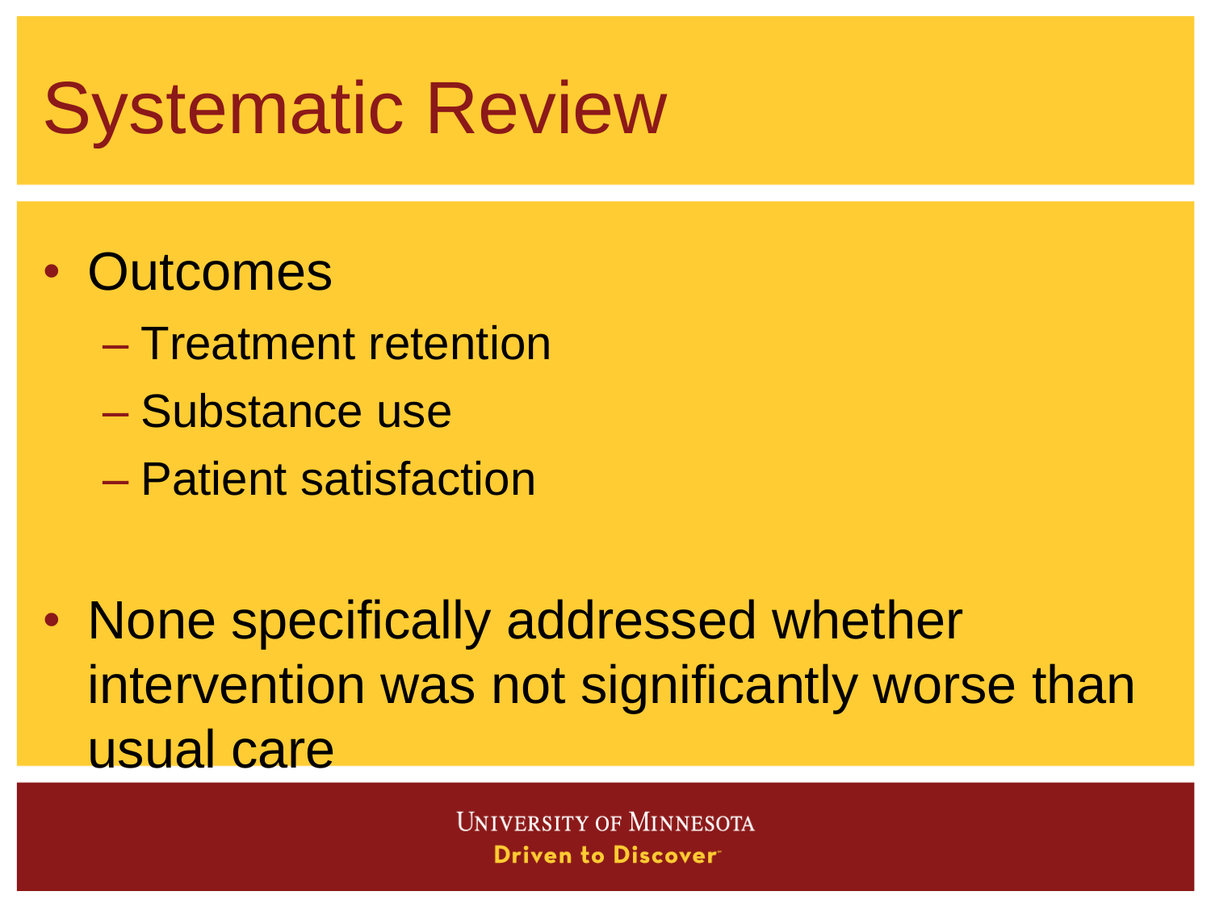# Systematic Review

- Outcomes
  - Treatment retention
  - Substance use
  - Patient satisfaction

- None specifically addressed whether intervention was not significantly worse than usual care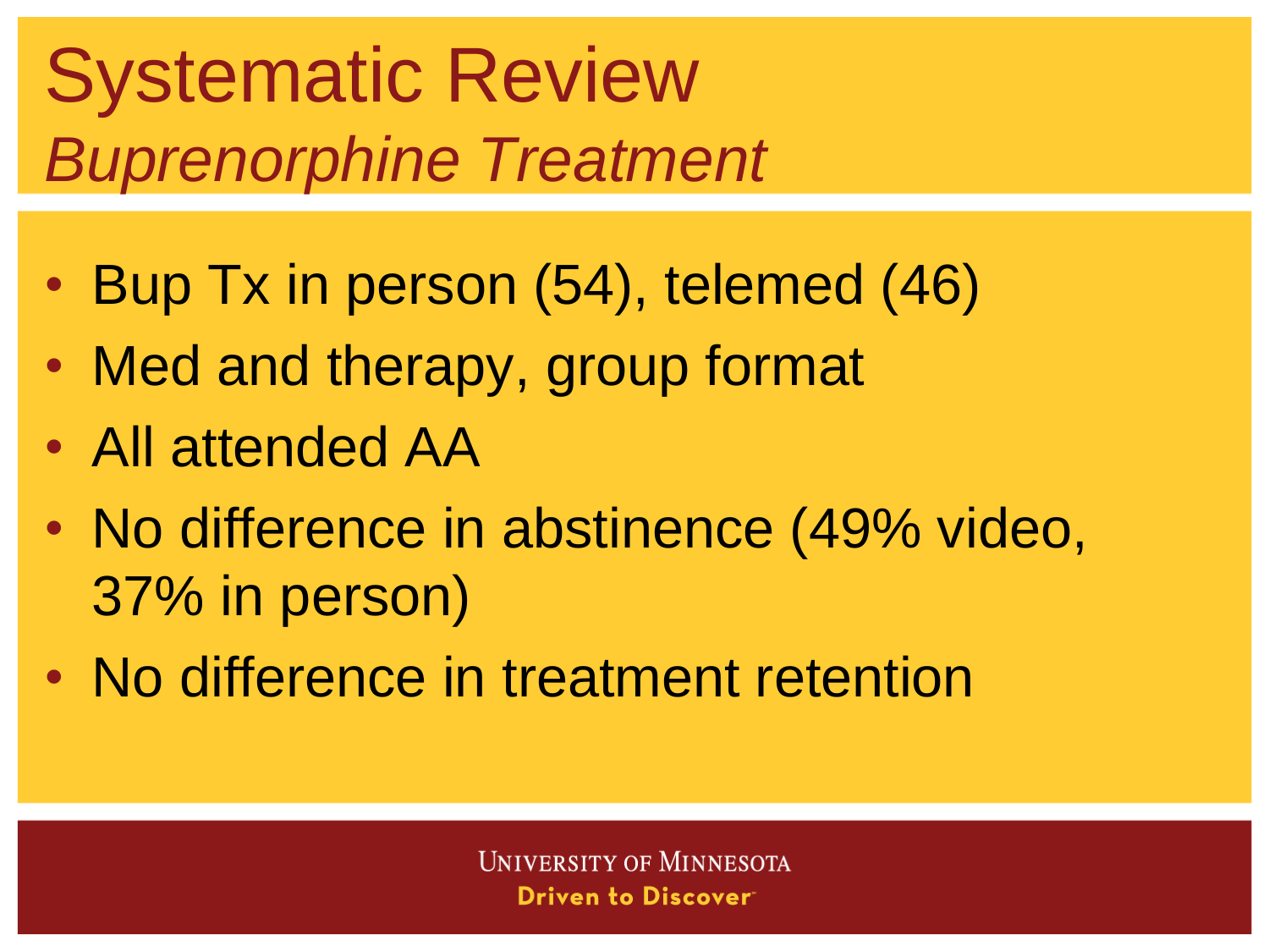# Systematic Review

## *Buprenorphine Treatment*

- Bup Tx in person (54), telemed (46)
- Med and therapy, group format
- All attended AA
- No difference in abstinence (49% video, 37% in person)
- No difference in treatment retention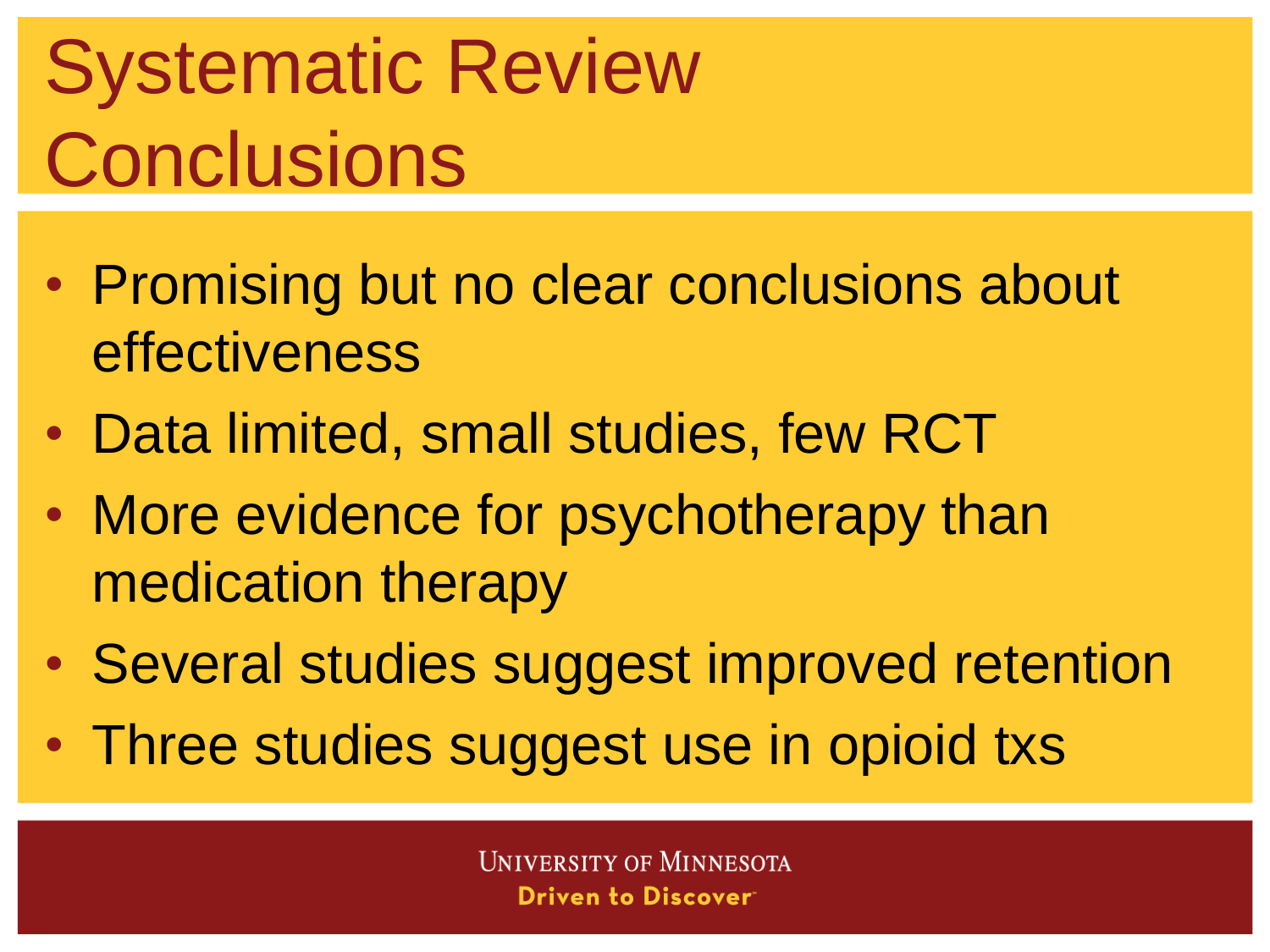# Systematic Review Conclusions

- Promising but no clear conclusions about effectiveness
- Data limited, small studies, few RCT
- More evidence for psychotherapy than medication therapy
- Several studies suggest improved retention
- Three studies suggest use in opioid txs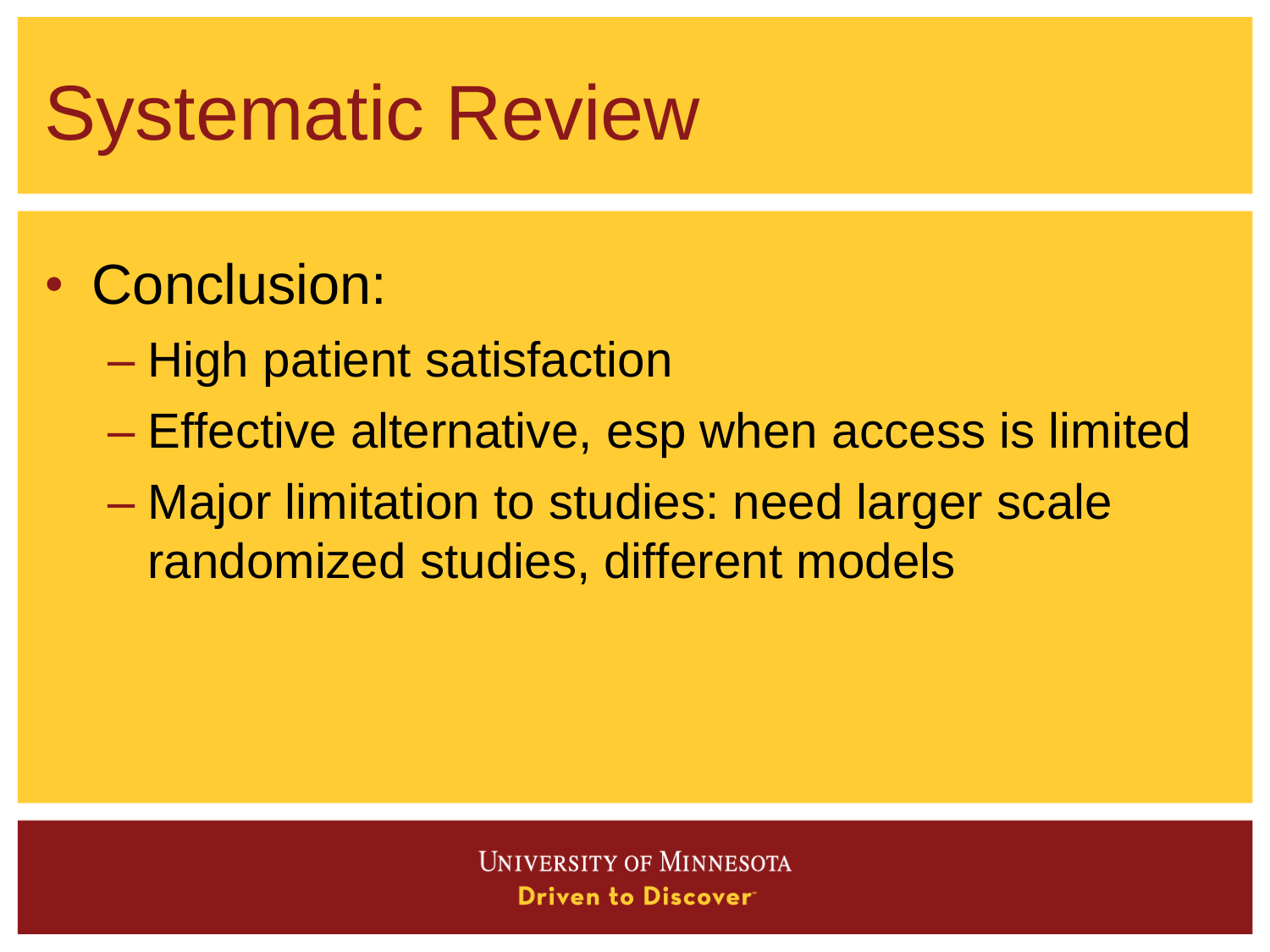# Systematic Review

- Conclusion:
  - High patient satisfaction
  - Effective alternative, esp when access is limited
  - Major limitation to studies: need larger scale randomized studies, different models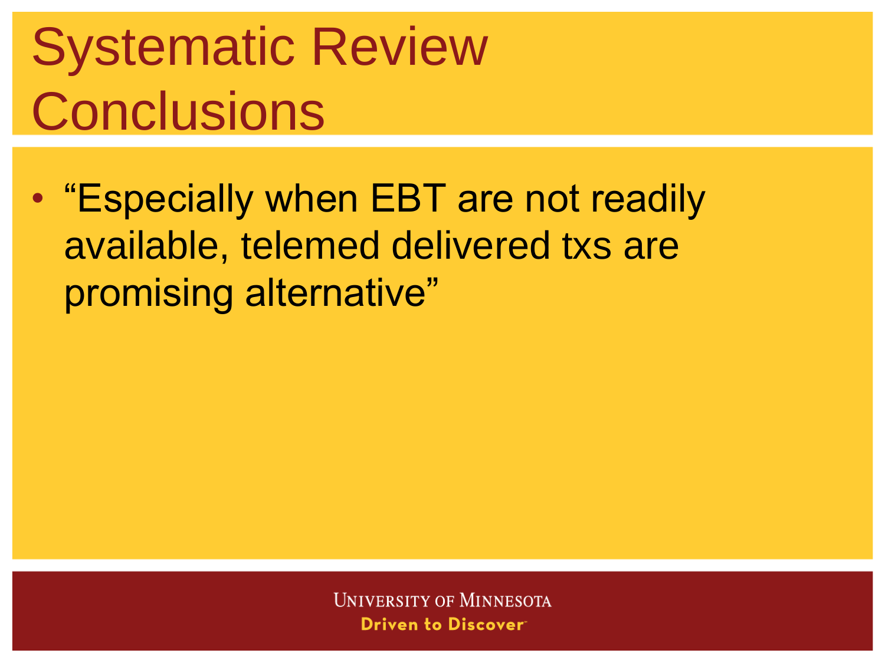# Systematic Review Conclusions

- "Especially when EBT are not readily available, telemed delivered txs are promising alternative"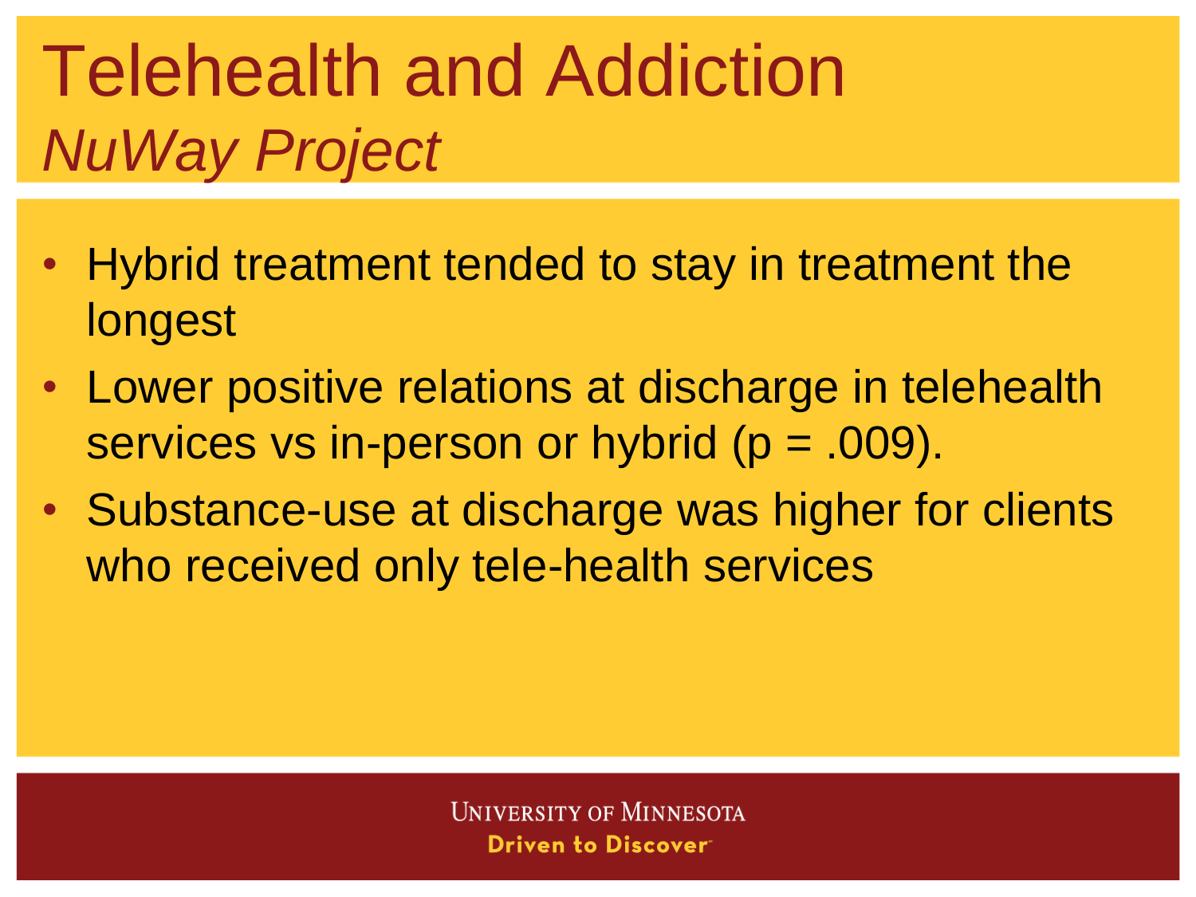# Telehealth and Addiction

## *NuWay Project*

- Hybrid treatment tended to stay in treatment the longest
- Lower positive relations at discharge in telehealth services vs in-person or hybrid ($p = .009$).
- Substance-use at discharge was higher for clients who received only tele-health services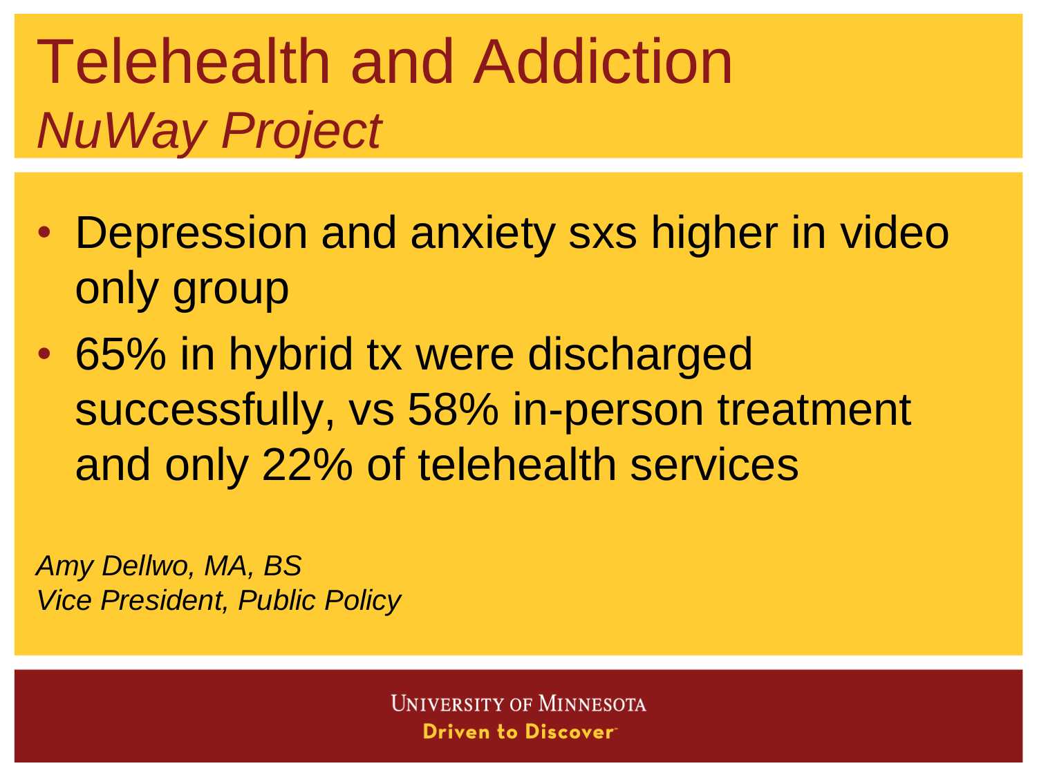# Telehealth and Addiction

## *NuWay Project*

- Depression and anxiety sxs higher in video only group
- 65% in hybrid tx were discharged successfully, vs 58% in-person treatment and only 22% of telehealth services

*Amy Dellwo, MA, BS*
*Vice President, Public Policy*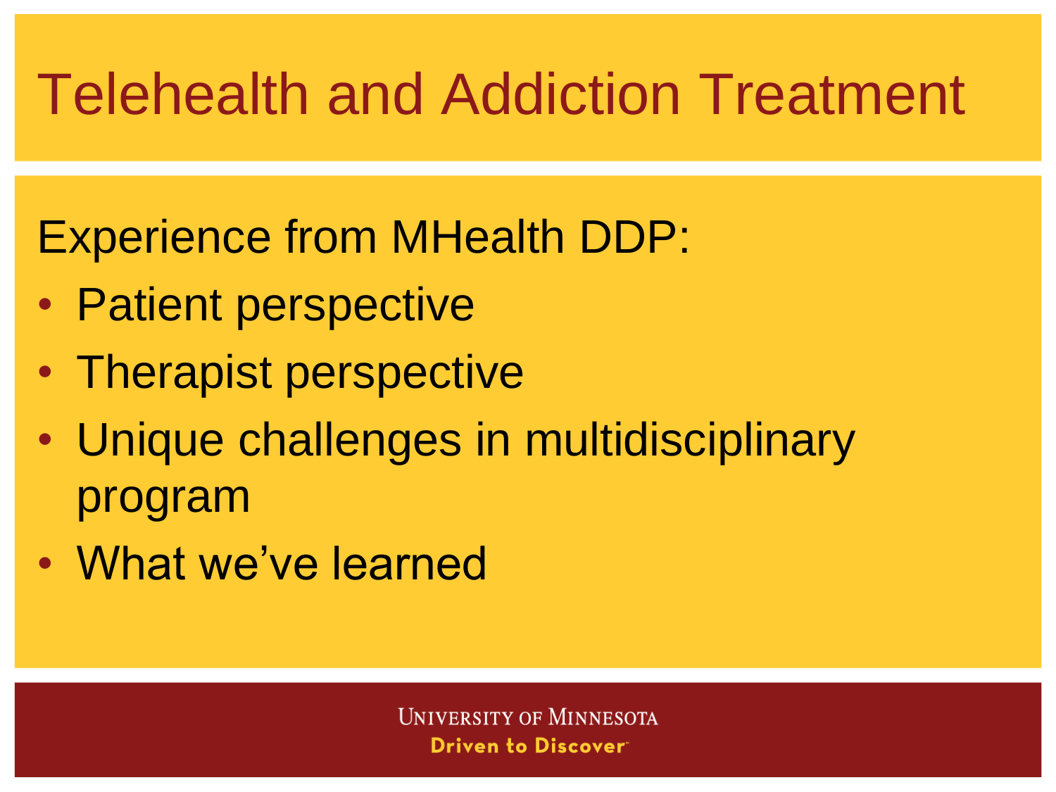# Telehealth and Addiction Treatment

Experience from MHealth DDP:

- Patient perspective
- Therapist perspective
- Unique challenges in multidisciplinary program
- What we've learned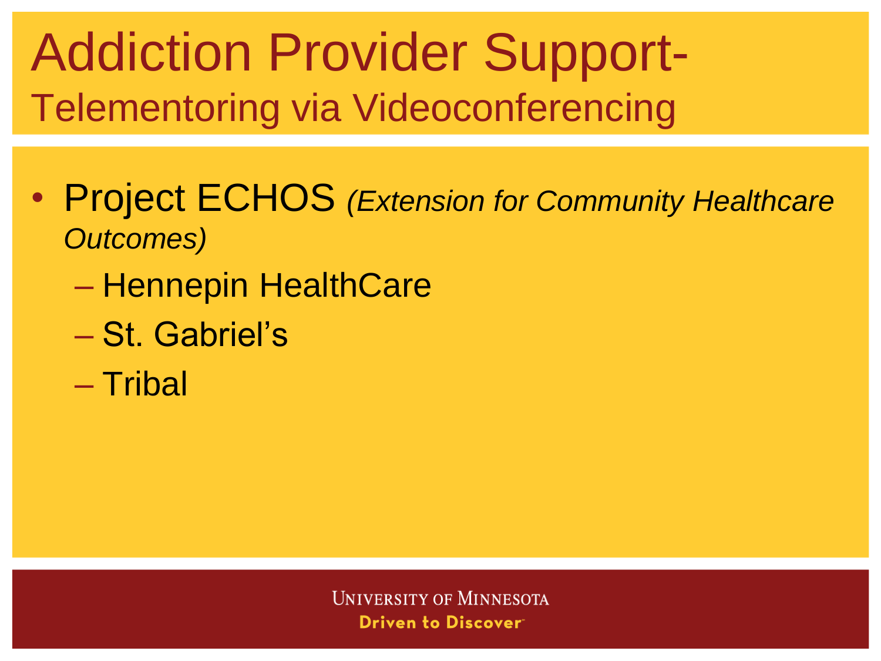# Addiction Provider Support-

## Telementoring via Videoconferencing

- Project ECHOS *(Extension for Community Healthcare Outcomes)*
  - Hennepin HealthCare
  - St. Gabriel's
  - Tribal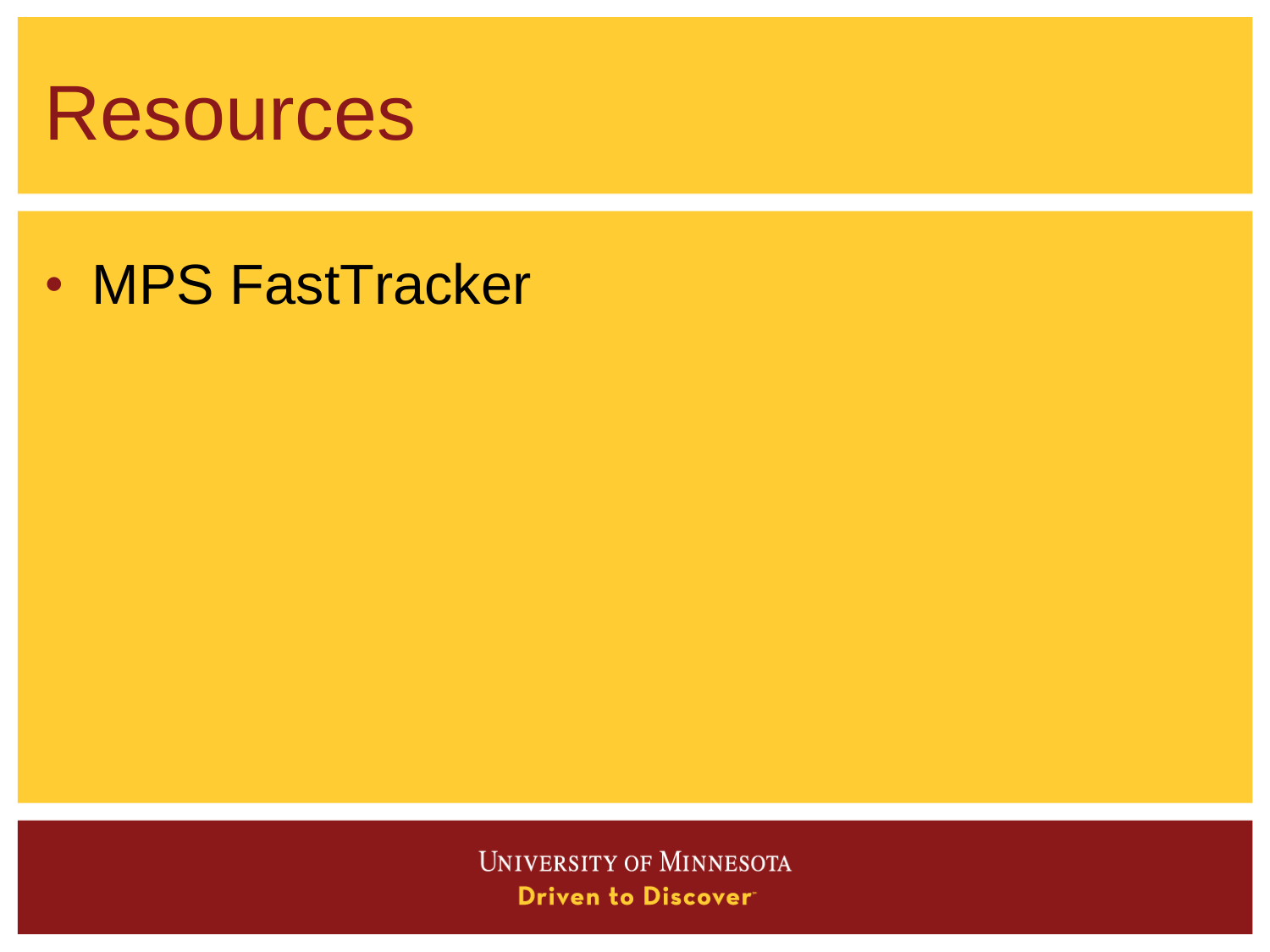# Resources

- MPS FastTracker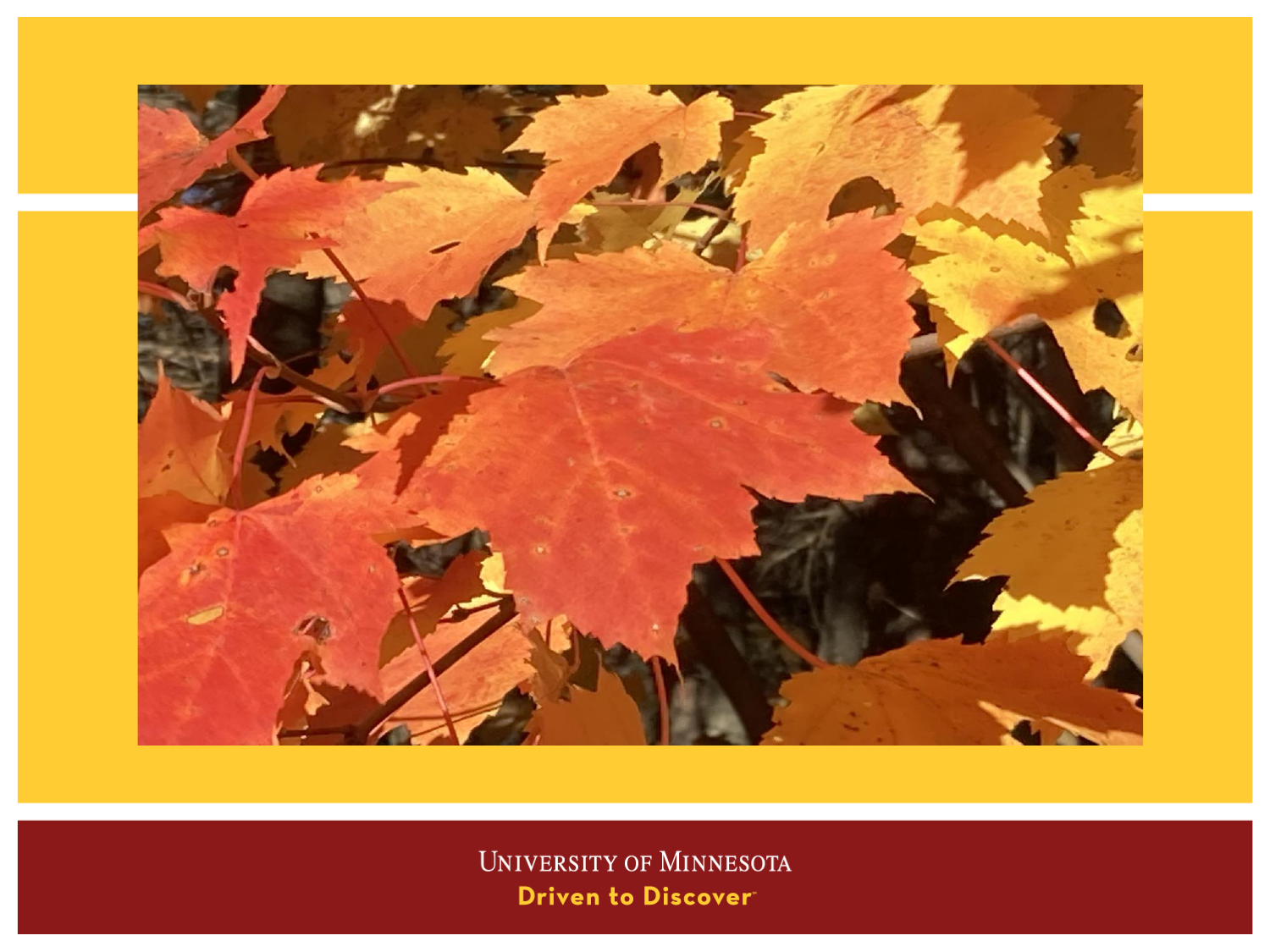University of Minnesota

Driven to Discover